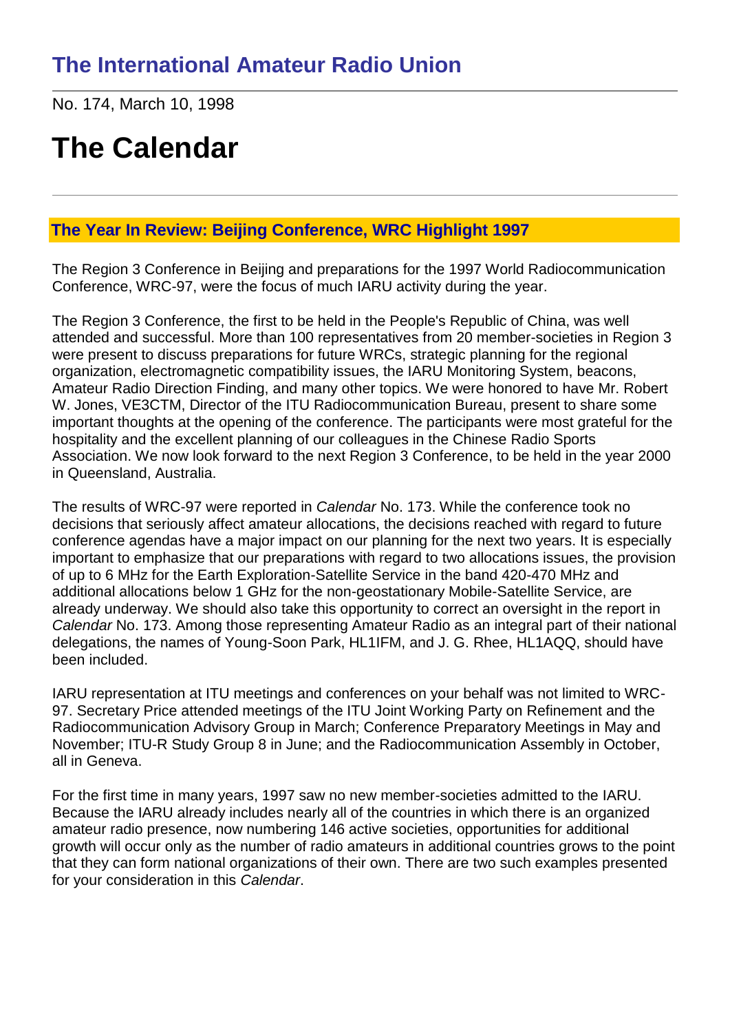# The International Amateur Radio Union

No. 174, March 10, 1998

# The Calendar

---

## The Year In Review: Beijing Conference, WRC Highlight 1997

The Region 3 Conference in Beijing and preparations for the 1997 World Radiocommunication Conference, WRC-97, were the focus of much IARU activity during the year.

The Region 3 Conference, the first to be held in the People's Republic of China, was well attended and successful. More than 100 representatives from 20 member-societies in Region 3 were present to discuss preparations for future WRCs, strategic planning for the regional organization, electromagnetic compatibility issues, the IARU Monitoring System, beacons, Amateur Radio Direction Finding, and many other topics. We were honored to have Mr. Robert W. Jones, VE3CTM, Director of the ITU Radiocommunication Bureau, present to share some important thoughts at the opening of the conference. The participants were most grateful for the hospitality and the excellent planning of our colleagues in the Chinese Radio Sports Association. We now look forward to the next Region 3 Conference, to be held in the year 2000 in Queensland, Australia.

The results of WRC-97 were reported in *Calendar* No. 173. While the conference took no decisions that seriously affect amateur allocations, the decisions reached with regard to future conference agendas have a major impact on our planning for the next two years. It is especially important to emphasize that our preparations with regard to two allocations issues, the provision of up to 6 MHz for the Earth Exploration-Satellite Service in the band 420-470 MHz and additional allocations below 1 GHz for the non-geostationary Mobile-Satellite Service, are already underway. We should also take this opportunity to correct an oversight in the report in *Calendar* No. 173. Among those representing Amateur Radio as an integral part of their national delegations, the names of Young-Soon Park, HL1IFM, and J. G. Rhee, HL1AQQ, should have been included.

IARU representation at ITU meetings and conferences on your behalf was not limited to WRC-97. Secretary Price attended meetings of the ITU Joint Working Party on Refinement and the Radiocommunication Advisory Group in March; Conference Preparatory Meetings in May and November; ITU-R Study Group 8 in June; and the Radiocommunication Assembly in October, all in Geneva.

For the first time in many years, 1997 saw no new member-societies admitted to the IARU. Because the IARU already includes nearly all of the countries in which there is an organized amateur radio presence, now numbering 146 active societies, opportunities for additional growth will occur only as the number of radio amateurs in additional countries grows to the point that they can form national organizations of their own. There are two such examples presented for your consideration in this *Calendar*.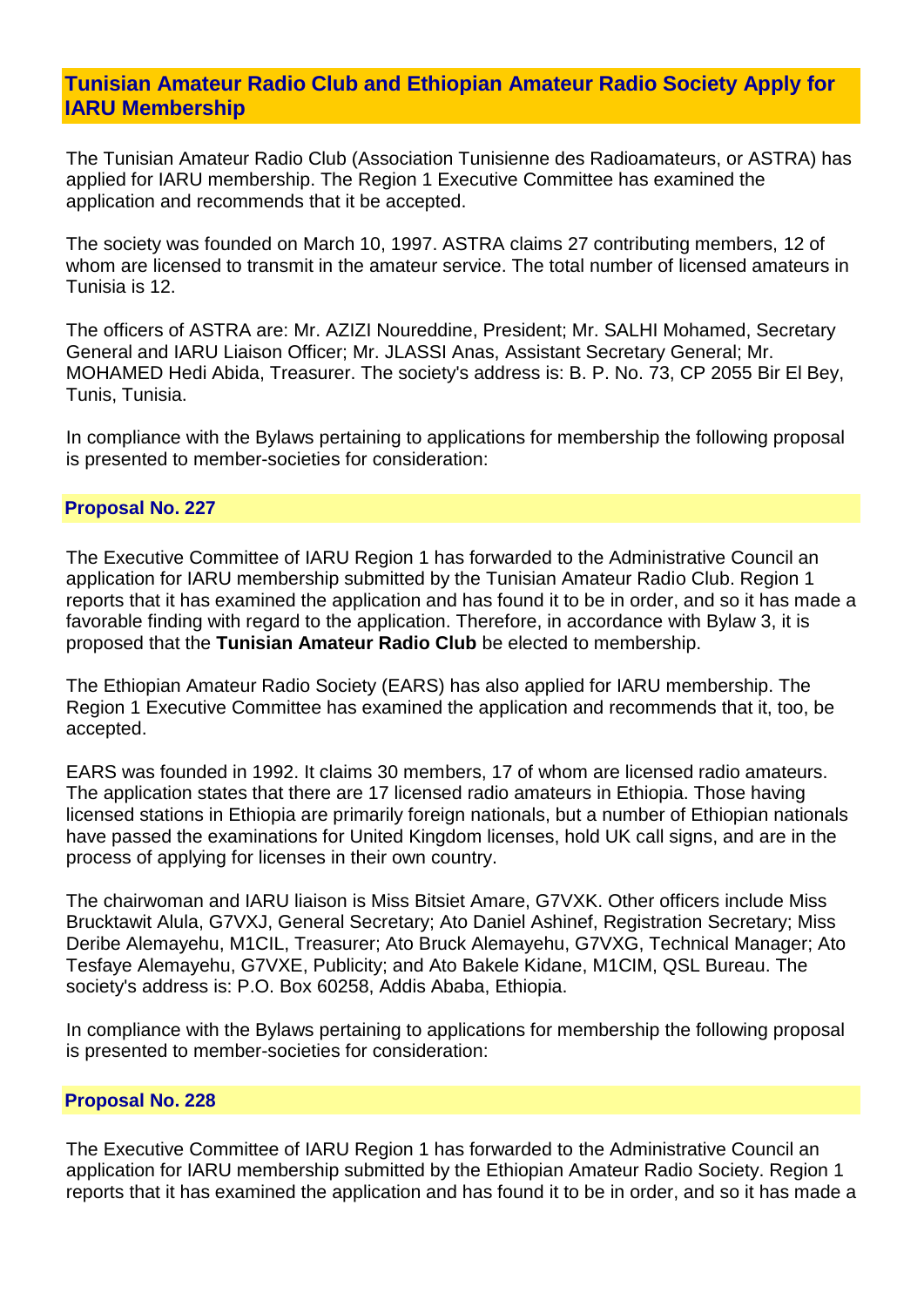## Tunisian Amateur Radio Club and Ethiopian Amateur Radio Society Apply for IARU Membership

The Tunisian Amateur Radio Club (Association Tunisienne des Radioamateurs, or ASTRA) has applied for IARU membership. The Region 1 Executive Committee has examined the application and recommends that it be accepted.

The society was founded on March 10, 1997. ASTRA claims 27 contributing members, 12 of whom are licensed to transmit in the amateur service. The total number of licensed amateurs in Tunisia is 12.

The officers of ASTRA are: Mr. AZIZI Noureddine, President; Mr. SALHI Mohamed, Secretary General and IARU Liaison Officer; Mr. JLASSI Anas, Assistant Secretary General; Mr. MOHAMED Hedi Abida, Treasurer. The society's address is: B. P. No. 73, CP 2055 Bir El Bey, Tunis, Tunisia.

In compliance with the Bylaws pertaining to applications for membership the following proposal is presented to member-societies for consideration:

### Proposal No. 227

The Executive Committee of IARU Region 1 has forwarded to the Administrative Council an application for IARU membership submitted by the Tunisian Amateur Radio Club. Region 1 reports that it has examined the application and has found it to be in order, and so it has made a favorable finding with regard to the application. Therefore, in accordance with Bylaw 3, it is proposed that the **Tunisian Amateur Radio Club** be elected to membership.

The Ethiopian Amateur Radio Society (EARS) has also applied for IARU membership. The Region 1 Executive Committee has examined the application and recommends that it, too, be accepted.

EARS was founded in 1992. It claims 30 members, 17 of whom are licensed radio amateurs. The application states that there are 17 licensed radio amateurs in Ethiopia. Those having licensed stations in Ethiopia are primarily foreign nationals, but a number of Ethiopian nationals have passed the examinations for United Kingdom licenses, hold UK call signs, and are in the process of applying for licenses in their own country.

The chairwoman and IARU liaison is Miss Bitsiet Amare, G7VXK. Other officers include Miss Brucktawit Alula, G7VXJ, General Secretary; Ato Daniel Ashinef, Registration Secretary; Miss Deribe Alemayehu, M1CIL, Treasurer; Ato Bruck Alemayehu, G7VXG, Technical Manager; Ato Tesfaye Alemayehu, G7VXE, Publicity; and Ato Bakele Kidane, M1CIM, QSL Bureau. The society's address is: P.O. Box 60258, Addis Ababa, Ethiopia.

In compliance with the Bylaws pertaining to applications for membership the following proposal is presented to member-societies for consideration:

### Proposal No. 228

The Executive Committee of IARU Region 1 has forwarded to the Administrative Council an application for IARU membership submitted by the Ethiopian Amateur Radio Society. Region 1 reports that it has examined the application and has found it to be in order, and so it has made a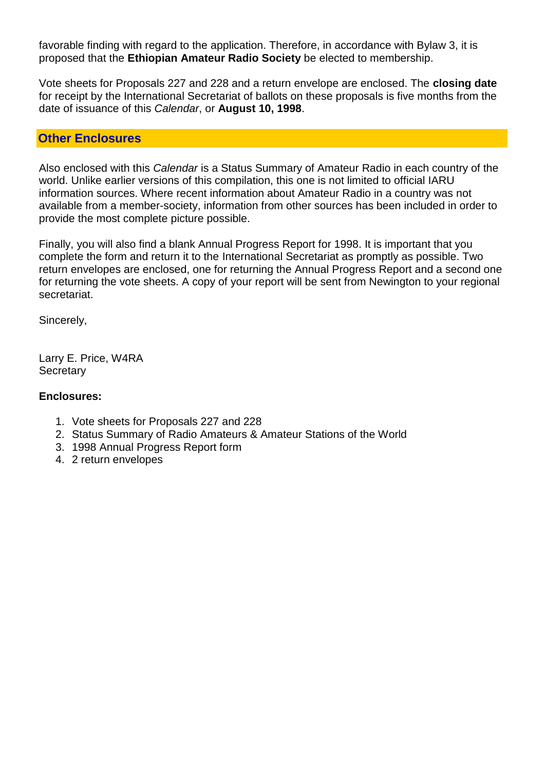favorable finding with regard to the application. Therefore, in accordance with Bylaw 3, it is proposed that the **Ethiopian Amateur Radio Society** be elected to membership.

Vote sheets for Proposals 227 and 228 and a return envelope are enclosed. The **closing date** for receipt by the International Secretariat of ballots on these proposals is five months from the date of issuance of this *Calendar*, or **August 10, 1998**.

## Other Enclosures

Also enclosed with this *Calendar* is a Status Summary of Amateur Radio in each country of the world. Unlike earlier versions of this compilation, this one is not limited to official IARU information sources. Where recent information about Amateur Radio in a country was not available from a member-society, information from other sources has been included in order to provide the most complete picture possible.

Finally, you will also find a blank Annual Progress Report for 1998. It is important that you complete the form and return it to the International Secretariat as promptly as possible. Two return envelopes are enclosed, one for returning the Annual Progress Report and a second one for returning the vote sheets. A copy of your report will be sent from Newington to your regional secretariat.

Sincerely,

Larry E. Price, W4RA
Secretary

**Enclosures:**

1. Vote sheets for Proposals 227 and 228
2. Status Summary of Radio Amateurs & Amateur Stations of the World
3. 1998 Annual Progress Report form
4. 2 return envelopes